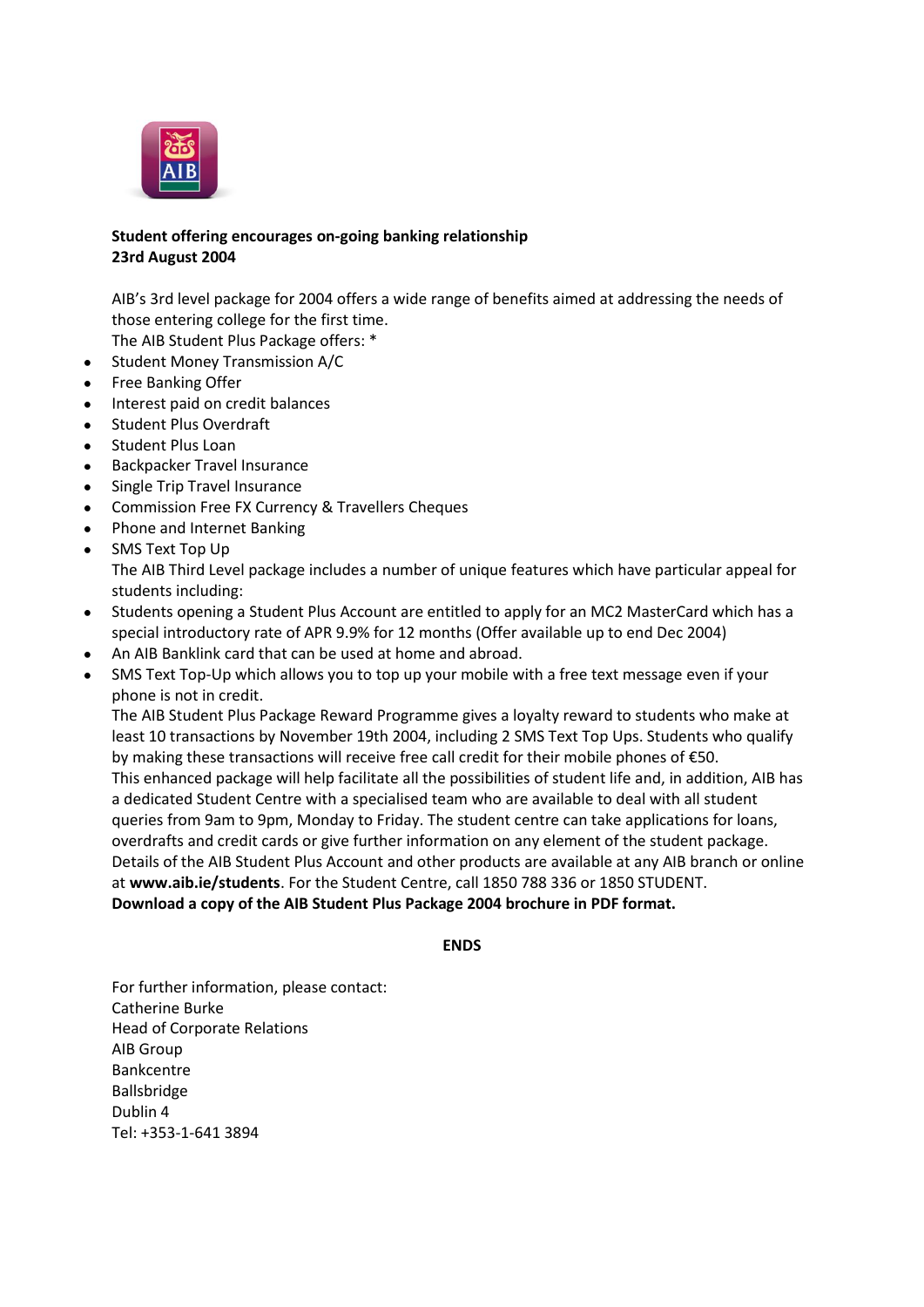**Student offering encourages on-going banking relationship**
**23rd August 2004**

AIB's 3rd level package for 2004 offers a wide range of benefits aimed at addressing the needs of those entering college for the first time.

The AIB Student Plus Package offers: *

- Student Money Transmission A/C
- Free Banking Offer
- Interest paid on credit balances
- Student Plus Overdraft
- Student Plus Loan
- Backpacker Travel Insurance
- Single Trip Travel Insurance
- Commission Free FX Currency & Travellers Cheques
- Phone and Internet Banking
- SMS Text Top Up

The AIB Third Level package includes a number of unique features which have particular appeal for students including:

- Students opening a Student Plus Account are entitled to apply for an MC2 MasterCard which has a special introductory rate of APR 9.9% for 12 months (Offer available up to end Dec 2004)
- An AIB Banklink card that can be used at home and abroad.
- SMS Text Top-Up which allows you to top up your mobile with a free text message even if your phone is not in credit.

The AIB Student Plus Package Reward Programme gives a loyalty reward to students who make at least 10 transactions by November 19th 2004, including 2 SMS Text Top Ups. Students who qualify by making these transactions will receive free call credit for their mobile phones of €50.

This enhanced package will help facilitate all the possibilities of student life and, in addition, AIB has a dedicated Student Centre with a specialised team who are available to deal with all student queries from 9am to 9pm, Monday to Friday. The student centre can take applications for loans, overdrafts and credit cards or give further information on any element of the student package.

Details of the AIB Student Plus Account and other products are available at any AIB branch or online at **www.aib.ie/students**. For the Student Centre, call 1850 788 336 or 1850 STUDENT.

**Download a copy of the AIB Student Plus Package 2004 brochure in PDF format.**

**ENDS**

For further information, please contact:
Catherine Burke
Head of Corporate Relations
AIB Group
Bankcentre
Ballsbridge
Dublin 4
Tel: +353-1-641 3894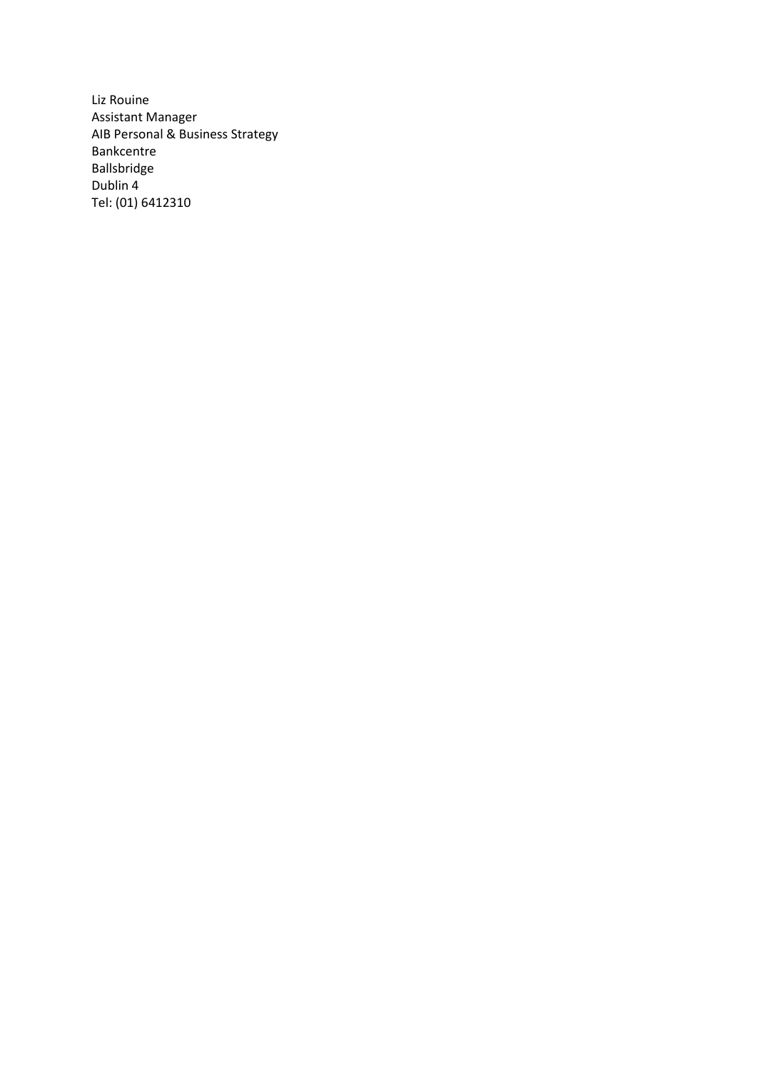Liz Rouine
Assistant Manager
AIB Personal & Business Strategy
Bankcentre
Ballsbridge
Dublin 4
Tel: (01) 6412310